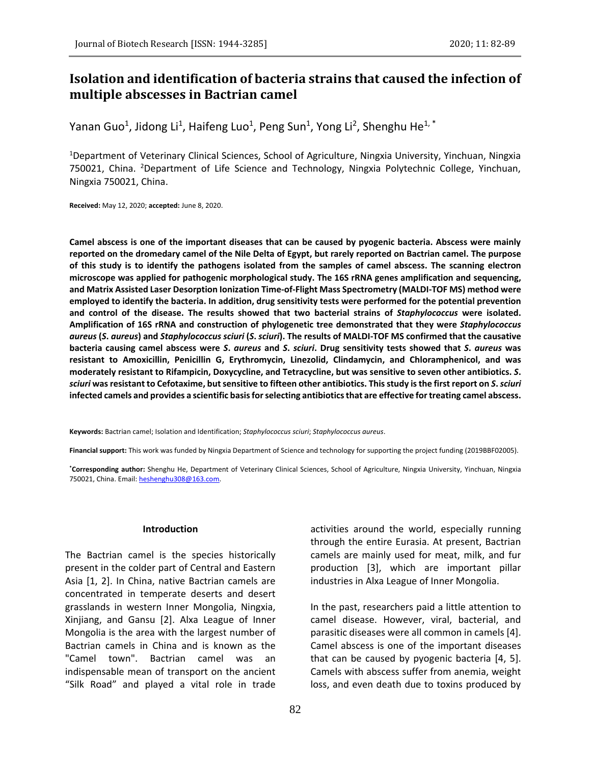# Isolation and identification of bacteria strains that caused the infection of multiple abscesses in Bactrian camel

Yanan Guo[1], Jidong Li[1], Haifeng Luo[1], Peng Sun[1], Yong Li[2], Shenghu He[1,*]

[1]Department of Veterinary Clinical Sciences, School of Agriculture, Ningxia University, Yinchuan, Ningxia 750021, China. [2]Department of Life Science and Technology, Ningxia Polytechnic College, Yinchuan, Ningxia 750021, China.

**Received:** May 12, 2020; **accepted:** June 8, 2020.

**Camel abscess is one of the important diseases that can be caused by pyogenic bacteria. Abscess were mainly reported on the dromedary camel of the Nile Delta of Egypt, but rarely reported on Bactrian camel. The purpose of this study is to identify the pathogens isolated from the samples of camel abscess. The scanning electron microscope was applied for pathogenic morphological study. The 16S rRNA genes amplification and sequencing, and Matrix Assisted Laser Desorption Ionization Time-of-Flight Mass Spectrometry (MALDI-TOF MS) method were employed to identify the bacteria. In addition, drug sensitivity tests were performed for the potential prevention and control of the disease. The results showed that two bacterial strains of *Staphylococcus* were isolated. Amplification of 16S rRNA and construction of phylogenetic tree demonstrated that they were *Staphylococcus aureus* (*S. aureus*) and *Staphylococcus sciuri* (*S. sciuri*). The results of MALDI-TOF MS confirmed that the causative bacteria causing camel abscess were *S. aureus* and *S. sciuri*. Drug sensitivity tests showed that *S. aureus* was resistant to Amoxicillin, Penicillin G, Erythromycin, Linezolid, Clindamycin, and Chloramphenicol, and was moderately resistant to Rifampicin, Doxycycline, and Tetracycline, but was sensitive to seven other antibiotics. *S. sciuri* was resistant to Cefotaxime, but sensitive to fifteen other antibiotics. This study is the first report on *S. sciuri* infected camels and provides a scientific basis for selecting antibiotics that are effective for treating camel abscess.**

**Keywords:** Bactrian camel; Isolation and Identification; *Staphylococcus sciuri*; *Staphylococcus aureus*.

**Financial support:** This work was funded by Ningxia Department of Science and technology for supporting the project funding (2019BBF02005).

**\*Corresponding author:** Shenghu He, Department of Veterinary Clinical Sciences, School of Agriculture, Ningxia University, Yinchuan, Ningxia 750021, China. Email: heshenghu308@163.com.

## Introduction

The Bactrian camel is the species historically present in the colder part of Central and Eastern Asia [1, 2]. In China, native Bactrian camels are concentrated in temperate deserts and desert grasslands in western Inner Mongolia, Ningxia, Xinjiang, and Gansu [2]. Alxa League of Inner Mongolia is the area with the largest number of Bactrian camels in China and is known as the "Camel town". Bactrian camel was an indispensable mean of transport on the ancient "Silk Road" and played a vital role in trade activities around the world, especially running through the entire Eurasia. At present, Bactrian camels are mainly used for meat, milk, and fur production [3], which are important pillar industries in Alxa League of Inner Mongolia.

In the past, researchers paid a little attention to camel disease. However, viral, bacterial, and parasitic diseases were all common in camels [4]. Camel abscess is one of the important diseases that can be caused by pyogenic bacteria [4, 5]. Camels with abscess suffer from anemia, weight loss, and even death due to toxins produced by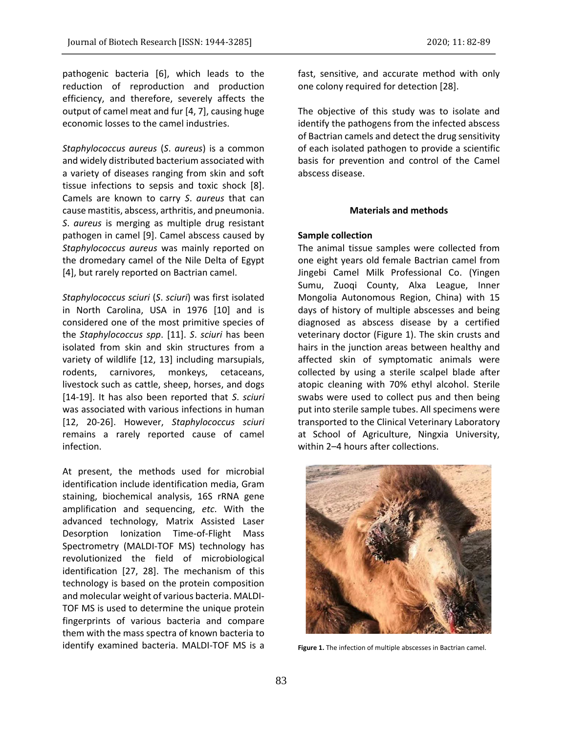pathogenic bacteria [6], which leads to the reduction of reproduction and production efficiency, and therefore, severely affects the output of camel meat and fur [4, 7], causing huge economic losses to the camel industries.

*Staphylococcus aureus* (*S. aureus*) is a common and widely distributed bacterium associated with a variety of diseases ranging from skin and soft tissue infections to sepsis and toxic shock [8]. Camels are known to carry *S. aureus* that can cause mastitis, abscess, arthritis, and pneumonia. *S. aureus* is merging as multiple drug resistant pathogen in camel [9]. Camel abscess caused by *Staphylococcus aureus* was mainly reported on the dromedary camel of the Nile Delta of Egypt [4], but rarely reported on Bactrian camel.

*Staphylococcus sciuri* (*S. sciuri*) was first isolated in North Carolina, USA in 1976 [10] and is considered one of the most primitive species of the *Staphylococcus spp*. [11]. *S. sciuri* has been isolated from skin and skin structures from a variety of wildlife [12, 13] including marsupials, rodents, carnivores, monkeys, cetaceans, livestock such as cattle, sheep, horses, and dogs [14-19]. It has also been reported that *S. sciuri* was associated with various infections in human [12, 20-26]. However, *Staphylococcus sciuri* remains a rarely reported cause of camel infection.

At present, the methods used for microbial identification include identification media, Gram staining, biochemical analysis, 16S rRNA gene amplification and sequencing, *etc*. With the advanced technology, Matrix Assisted Laser Desorption Ionization Time-of-Flight Mass Spectrometry (MALDI-TOF MS) technology has revolutionized the field of microbiological identification [27, 28]. The mechanism of this technology is based on the protein composition and molecular weight of various bacteria. MALDI-TOF MS is used to determine the unique protein fingerprints of various bacteria and compare them with the mass spectra of known bacteria to identify examined bacteria. MALDI-TOF MS is a fast, sensitive, and accurate method with only one colony required for detection [28].

The objective of this study was to isolate and identify the pathogens from the infected abscess of Bactrian camels and detect the drug sensitivity of each isolated pathogen to provide a scientific basis for prevention and control of the Camel abscess disease.

## Materials and methods

### Sample collection

The animal tissue samples were collected from one eight years old female Bactrian camel from Jingebi Camel Milk Professional Co. (Yingen Sumu, Zuoqi County, Alxa League, Inner Mongolia Autonomous Region, China) with 15 days of history of multiple abscesses and being diagnosed as abscess disease by a certified veterinary doctor (Figure 1). The skin crusts and hairs in the junction areas between healthy and affected skin of symptomatic animals were collected by using a sterile scalpel blade after atopic cleaning with 70% ethyl alcohol. Sterile swabs were used to collect pus and then being put into sterile sample tubes. All specimens were transported to the Clinical Veterinary Laboratory at School of Agriculture, Ningxia University, within 2–4 hours after collections.

**Figure 1.** The infection of multiple abscesses in Bactrian camel.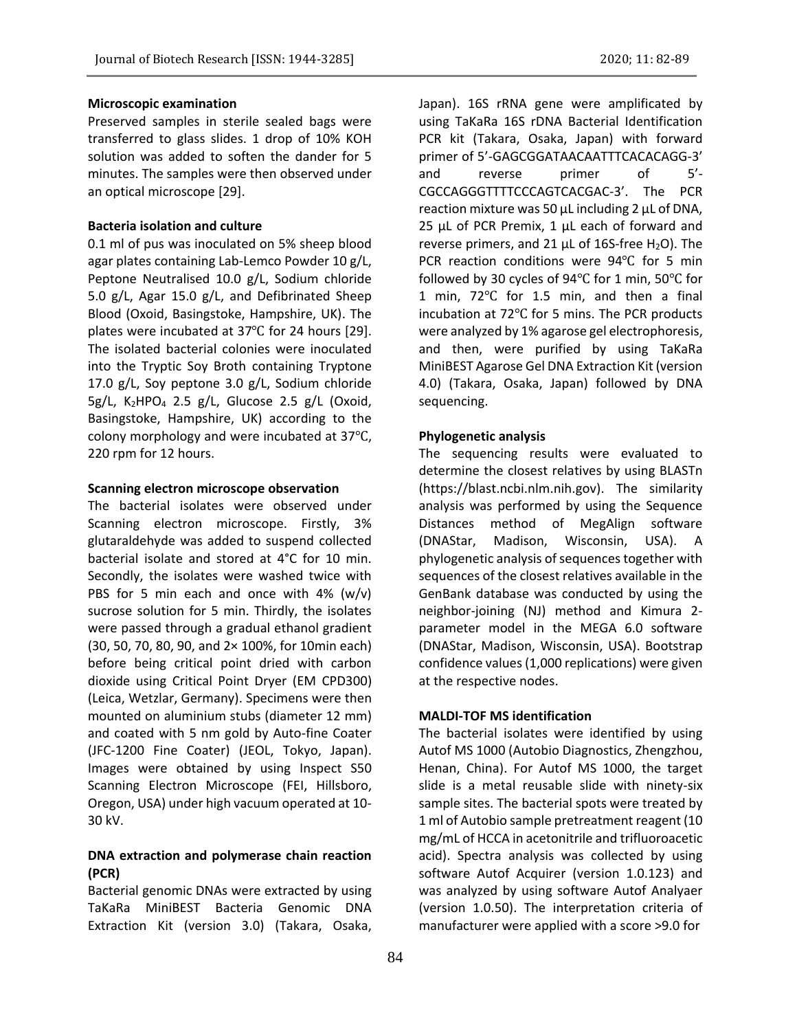### Microscopic examination

Preserved samples in sterile sealed bags were transferred to glass slides. 1 drop of 10% KOH solution was added to soften the dander for 5 minutes. The samples were then observed under an optical microscope [29].

### Bacteria isolation and culture

0.1 ml of pus was inoculated on 5% sheep blood agar plates containing Lab-Lemco Powder 10 g/L, Peptone Neutralised 10.0 g/L, Sodium chloride 5.0 g/L, Agar 15.0 g/L, and Defibrinated Sheep Blood (Oxoid, Basingstoke, Hampshire, UK). The plates were incubated at 37℃ for 24 hours [29]. The isolated bacterial colonies were inoculated into the Tryptic Soy Broth containing Tryptone 17.0 g/L, Soy peptone 3.0 g/L, Sodium chloride 5g/L, $K_2HPO_4$ 2.5 g/L, Glucose 2.5 g/L (Oxoid, Basingstoke, Hampshire, UK) according to the colony morphology and were incubated at 37℃, 220 rpm for 12 hours.

### Scanning electron microscope observation

The bacterial isolates were observed under Scanning electron microscope. Firstly, 3% glutaraldehyde was added to suspend collected bacterial isolate and stored at 4°C for 10 min. Secondly, the isolates were washed twice with PBS for 5 min each and once with 4% (w/v) sucrose solution for 5 min. Thirdly, the isolates were passed through a gradual ethanol gradient (30, 50, 70, 80, 90, and 2× 100%, for 10min each) before being critical point dried with carbon dioxide using Critical Point Dryer (EM CPD300) (Leica, Wetzlar, Germany). Specimens were then mounted on aluminium stubs (diameter 12 mm) and coated with 5 nm gold by Auto-fine Coater (JFC-1200 Fine Coater) (JEOL, Tokyo, Japan). Images were obtained by using Inspect S50 Scanning Electron Microscope (FEI, Hillsboro, Oregon, USA) under high vacuum operated at 10-30 kV.

### DNA extraction and polymerase chain reaction (PCR)

Bacterial genomic DNAs were extracted by using TaKaRa MiniBEST Bacteria Genomic DNA Extraction Kit (version 3.0) (Takara, Osaka, Japan). 16S rRNA gene were amplificated by using TaKaRa 16S rDNA Bacterial Identification PCR kit (Takara, Osaka, Japan) with forward primer of 5'-GAGCGGATAACAATTTCACACAGG-3' and reverse primer of 5'-CGCCAGGGTTTTCCCAGTCACGAC-3'. The PCR reaction mixture was 50 μL including 2 μL of DNA, 25 μL of PCR Premix, 1 μL each of forward and reverse primers, and 21 μL of 16S-free $H_2O$). The PCR reaction conditions were 94℃ for 5 min followed by 30 cycles of 94℃ for 1 min, 50℃ for 1 min, 72℃ for 1.5 min, and then a final incubation at 72℃ for 5 mins. The PCR products were analyzed by 1% agarose gel electrophoresis, and then, were purified by using TaKaRa MiniBEST Agarose Gel DNA Extraction Kit (version 4.0) (Takara, Osaka, Japan) followed by DNA sequencing.

### Phylogenetic analysis

The sequencing results were evaluated to determine the closest relatives by using BLASTn (https://blast.ncbi.nlm.nih.gov). The similarity analysis was performed by using the Sequence Distances method of MegAlign software (DNAStar, Madison, Wisconsin, USA). A phylogenetic analysis of sequences together with sequences of the closest relatives available in the GenBank database was conducted by using the neighbor-joining (NJ) method and Kimura 2-parameter model in the MEGA 6.0 software (DNAStar, Madison, Wisconsin, USA). Bootstrap confidence values (1,000 replications) were given at the respective nodes.

### MALDI-TOF MS identification

The bacterial isolates were identified by using Autof MS 1000 (Autobio Diagnostics, Zhengzhou, Henan, China). For Autof MS 1000, the target slide is a metal reusable slide with ninety-six sample sites. The bacterial spots were treated by 1 ml of Autobio sample pretreatment reagent (10 mg/mL of HCCA in acetonitrile and trifluoroacetic acid). Spectra analysis was collected by using software Autof Acquirer (version 1.0.123) and was analyzed by using software Autof Analyaer (version 1.0.50). The interpretation criteria of manufacturer were applied with a score >9.0 for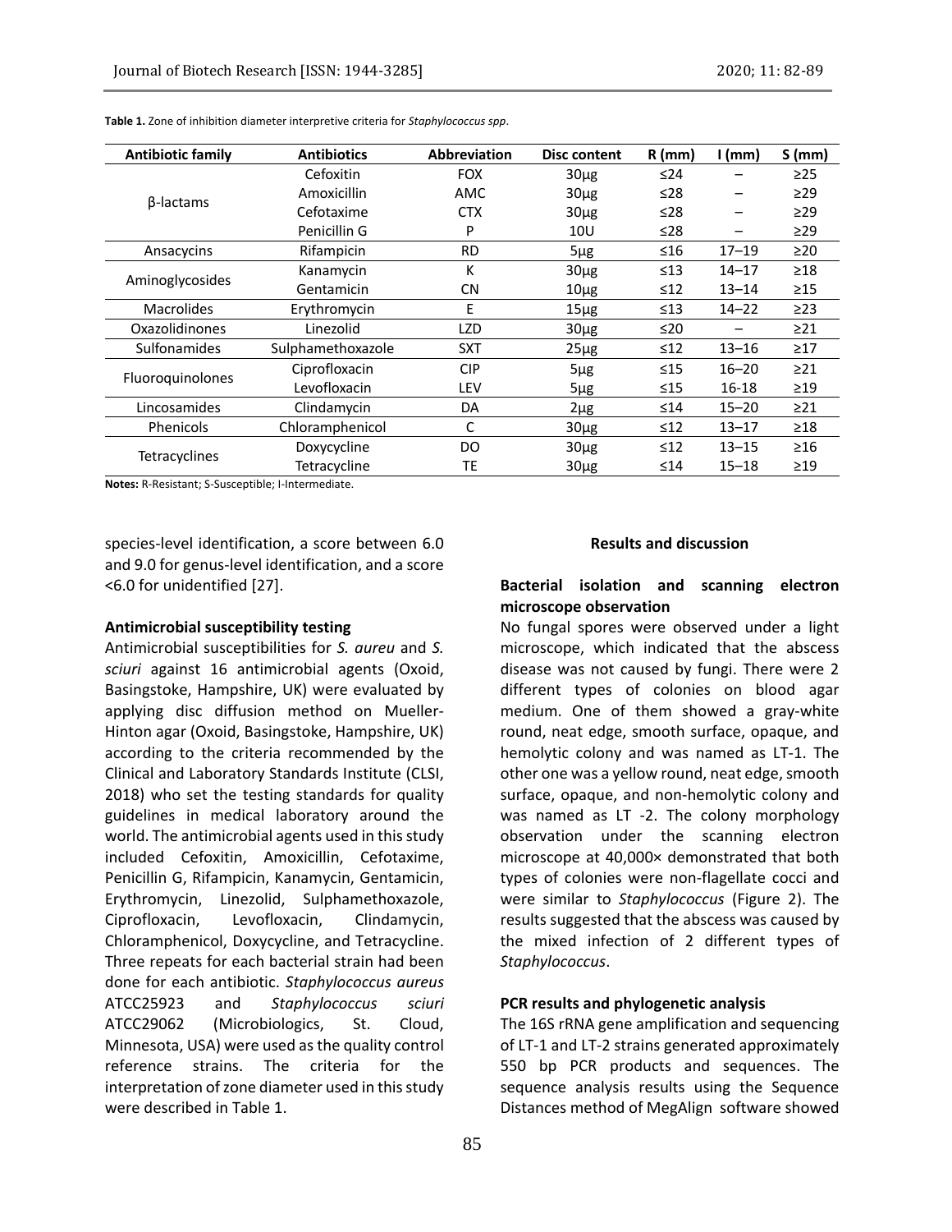**Table 1.** Zone of inhibition diameter interpretive criteria for *Staphylococcus spp*.

| Antibiotic family | Antibiotics | Abbreviation | Disc content | R (mm) | I (mm) | S (mm) |
|---|---|---|---|---|---|---|
| β-lactams | Cefoxitin | FOX | 30μg | ≤24 | – | ≥25 |
| | Amoxicillin | AMC | 30μg | ≤28 | – | ≥29 |
| | Cefotaxime | CTX | 30μg | ≤28 | – | ≥29 |
| | Penicillin G | P | 10U | ≤28 | – | ≥29 |
| Ansacycins | Rifampicin | RD | 5μg | ≤16 | 17–19 | ≥20 |
| Aminoglycosides | Kanamycin | K | 30μg | ≤13 | 14–17 | ≥18 |
| | Gentamicin | CN | 10μg | ≤12 | 13–14 | ≥15 |
| Macrolides | Erythromycin | E | 15μg | ≤13 | 14–22 | ≥23 |
| Oxazolidinones | Linezolid | LZD | 30μg | ≤20 | – | ≥21 |
| Sulfonamides | Sulphamethoxazole | SXT | 25μg | ≤12 | 13–16 | ≥17 |
| Fluoroquinolones | Ciprofloxacin | CIP | 5μg | ≤15 | 16–20 | ≥21 |
| | Levofloxacin | LEV | 5μg | ≤15 | 16-18 | ≥19 |
| Lincosamides | Clindamycin | DA | 2μg | ≤14 | 15–20 | ≥21 |
| Phenicols | Chloramphenicol | C | 30μg | ≤12 | 13–17 | ≥18 |
| Tetracyclines | Doxycycline | DO | 30μg | ≤12 | 13–15 | ≥16 |
| | Tetracycline | TE | 30μg | ≤14 | 15–18 | ≥19 |

**Notes:** R-Resistant; S-Susceptible; I-Intermediate.

species-level identification, a score between 6.0 and 9.0 for genus-level identification, and a score <6.0 for unidentified [27].

**Antimicrobial susceptibility testing**

Antimicrobial susceptibilities for *S. aureu* and *S. sciuri* against 16 antimicrobial agents (Oxoid, Basingstoke, Hampshire, UK) were evaluated by applying disc diffusion method on Mueller-Hinton agar (Oxoid, Basingstoke, Hampshire, UK) according to the criteria recommended by the Clinical and Laboratory Standards Institute (CLSI, 2018) who set the testing standards for quality guidelines in medical laboratory around the world. The antimicrobial agents used in this study included Cefoxitin, Amoxicillin, Cefotaxime, Penicillin G, Rifampicin, Kanamycin, Gentamicin, Erythromycin, Linezolid, Sulphamethoxazole, Ciprofloxacin, Levofloxacin, Clindamycin, Chloramphenicol, Doxycycline, and Tetracycline. Three repeats for each bacterial strain had been done for each antibiotic. *Staphylococcus aureus* ATCC25923 and *Staphylococcus sciuri* ATCC29062 (Microbiologics, St. Cloud, Minnesota, USA) were used as the quality control reference strains. The criteria for the interpretation of zone diameter used in this study were described in Table 1.

**Results and discussion**

**Bacterial isolation and scanning electron microscope observation**

No fungal spores were observed under a light microscope, which indicated that the abscess disease was not caused by fungi. There were 2 different types of colonies on blood agar medium. One of them showed a gray-white round, neat edge, smooth surface, opaque, and hemolytic colony and was named as LT-1. The other one was a yellow round, neat edge, smooth surface, opaque, and non-hemolytic colony and was named as LT -2. The colony morphology observation under the scanning electron microscope at 40,000× demonstrated that both types of colonies were non-flagellate cocci and were similar to *Staphylococcus* (Figure 2). The results suggested that the abscess was caused by the mixed infection of 2 different types of *Staphylococcus*.

**PCR results and phylogenetic analysis**

The 16S rRNA gene amplification and sequencing of LT-1 and LT-2 strains generated approximately 550 bp PCR products and sequences. The sequence analysis results using the Sequence Distances method of MegAlign software showed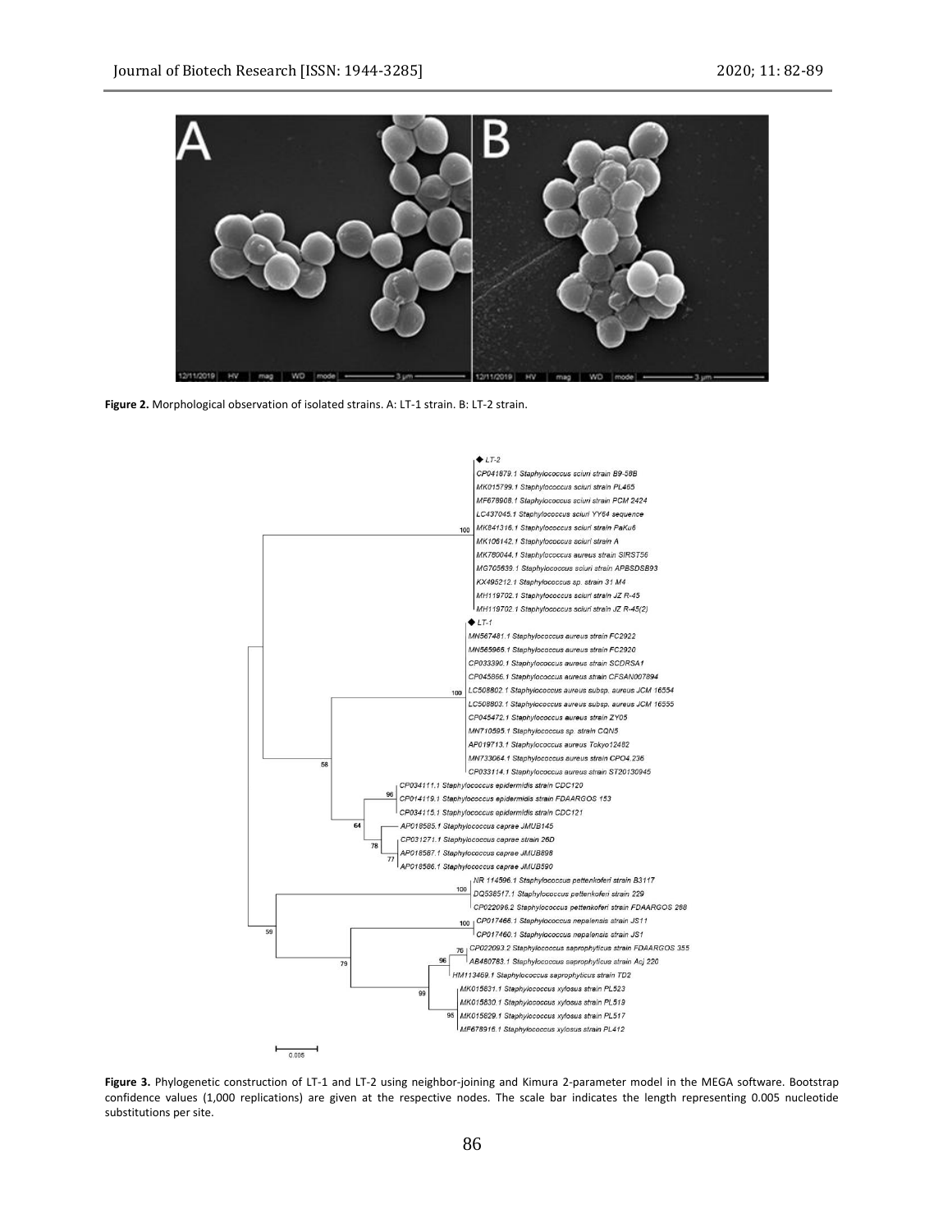**Figure 2.** Morphological observation of isolated strains. A: LT-1 strain. B: LT-2 strain.

**Figure 3.** Phylogenetic construction of LT-1 and LT-2 using neighbor-joining and Kimura 2-parameter model in the MEGA software. Bootstrap confidence values (1,000 replications) are given at the respective nodes. The scale bar indicates the length representing 0.005 nucleotide substitutions per site.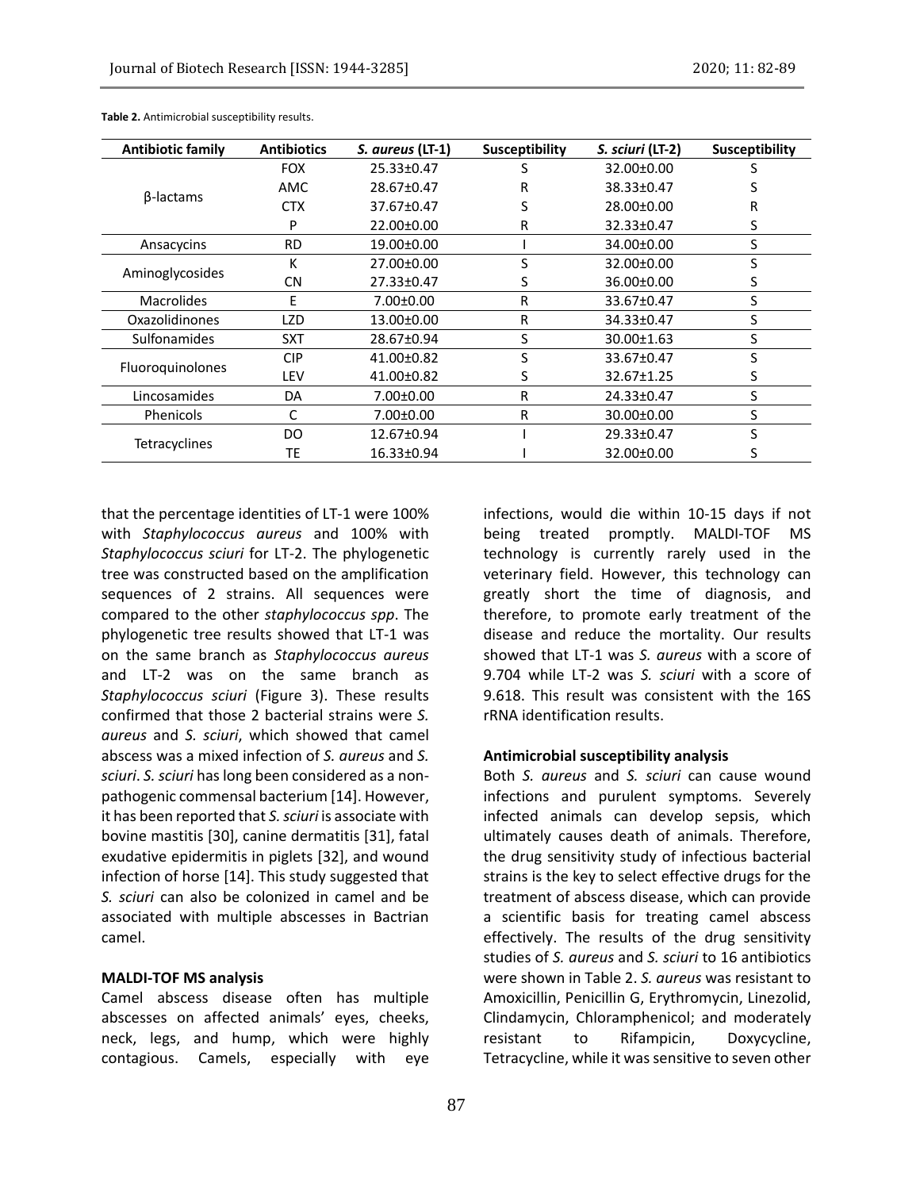**Table 2.** Antimicrobial susceptibility results.

| Antibiotic family | Antibiotics | *S. aureus* (LT-1) | Susceptibility | *S. sciuri* (LT-2) | Susceptibility |
|---|---|---|---|---|---|
| β-lactams | FOX | 25.33±0.47 | S | 32.00±0.00 | S |
| | AMC | 28.67±0.47 | R | 38.33±0.47 | S |
| | CTX | 37.67±0.47 | S | 28.00±0.00 | R |
| | P | 22.00±0.00 | R | 32.33±0.47 | S |
| Ansacycins | RD | 19.00±0.00 | I | 34.00±0.00 | S |
| Aminoglycosides | K | 27.00±0.00 | S | 32.00±0.00 | S |
| | CN | 27.33±0.47 | S | 36.00±0.00 | S |
| Macrolides | E | 7.00±0.00 | R | 33.67±0.47 | S |
| Oxazolidinones | LZD | 13.00±0.00 | R | 34.33±0.47 | S |
| Sulfonamides | SXT | 28.67±0.94 | S | 30.00±1.63 | S |
| Fluoroquinolones | CIP | 41.00±0.82 | S | 33.67±0.47 | S |
| | LEV | 41.00±0.82 | S | 32.67±1.25 | S |
| Lincosamides | DA | 7.00±0.00 | R | 24.33±0.47 | S |
| Phenicols | C | 7.00±0.00 | R | 30.00±0.00 | S |
| Tetracyclines | DO | 12.67±0.94 | I | 29.33±0.47 | S |
| | TE | 16.33±0.94 | I | 32.00±0.00 | S |

that the percentage identities of LT-1 were 100% with *Staphylococcus aureus* and 100% with *Staphylococcus sciuri* for LT-2. The phylogenetic tree was constructed based on the amplification sequences of 2 strains. All sequences were compared to the other *staphylococcus spp*. The phylogenetic tree results showed that LT-1 was on the same branch as *Staphylococcus aureus* and LT-2 was on the same branch as *Staphylococcus sciuri* (Figure 3). These results confirmed that those 2 bacterial strains were *S. aureus* and *S. sciuri*, which showed that camel abscess was a mixed infection of *S. aureus* and *S. sciuri*. *S. sciuri* has long been considered as a non-pathogenic commensal bacterium [14]. However, it has been reported that *S. sciuri* is associate with bovine mastitis [30], canine dermatitis [31], fatal exudative epidermitis in piglets [32], and wound infection of horse [14]. This study suggested that *S. sciuri* can also be colonized in camel and be associated with multiple abscesses in Bactrian camel.

**MALDI-TOF MS analysis**

Camel abscess disease often has multiple abscesses on affected animals' eyes, cheeks, neck, legs, and hump, which were highly contagious. Camels, especially with eye infections, would die within 10-15 days if not being treated promptly. MALDI-TOF MS technology is currently rarely used in the veterinary field. However, this technology can greatly short the time of diagnosis, and therefore, to promote early treatment of the disease and reduce the mortality. Our results showed that LT-1 was *S. aureus* with a score of 9.704 while LT-2 was *S. sciuri* with a score of 9.618. This result was consistent with the 16S rRNA identification results.

**Antimicrobial susceptibility analysis**

Both *S. aureus* and *S. sciuri* can cause wound infections and purulent symptoms. Severely infected animals can develop sepsis, which ultimately causes death of animals. Therefore, the drug sensitivity study of infectious bacterial strains is the key to select effective drugs for the treatment of abscess disease, which can provide a scientific basis for treating camel abscess effectively. The results of the drug sensitivity studies of *S. aureus* and *S. sciuri* to 16 antibiotics were shown in Table 2. *S. aureus* was resistant to Amoxicillin, Penicillin G, Erythromycin, Linezolid, Clindamycin, Chloramphenicol; and moderately resistant to Rifampicin, Doxycycline, Tetracycline, while it was sensitive to seven other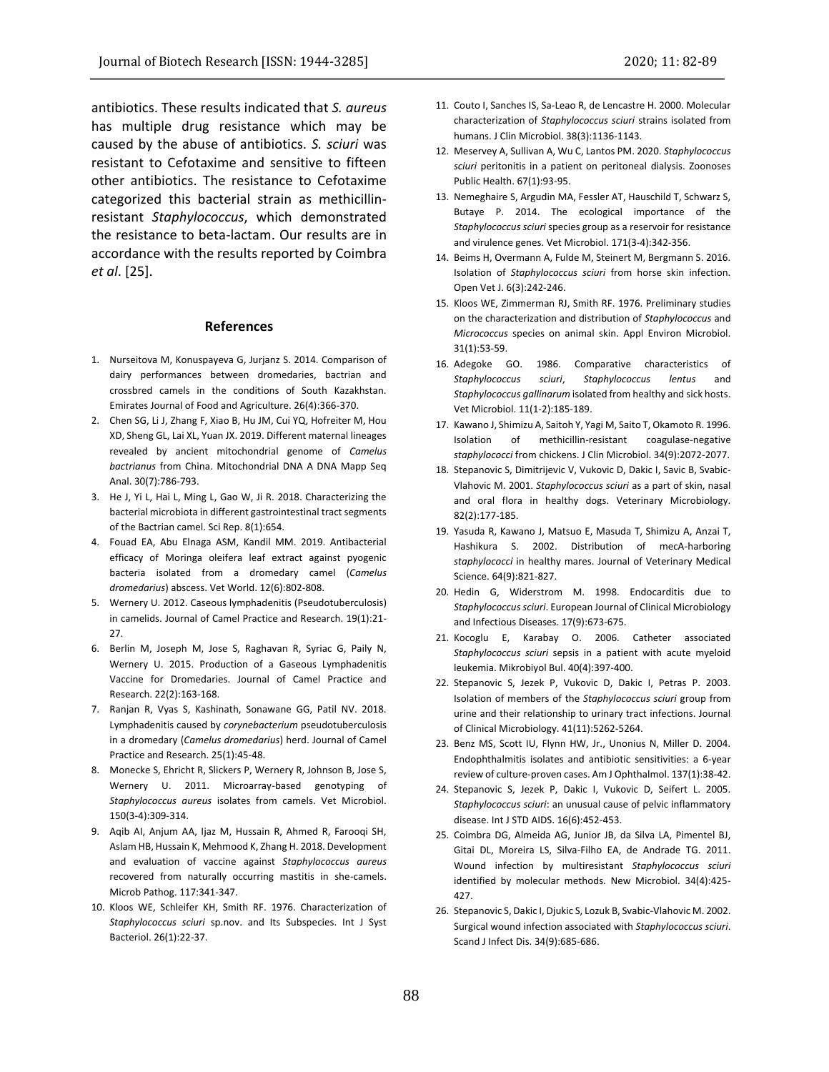antibiotics. These results indicated that *S. aureus* has multiple drug resistance which may be caused by the abuse of antibiotics. *S. sciuri* was resistant to Cefotaxime and sensitive to fifteen other antibiotics. The resistance to Cefotaxime categorized this bacterial strain as methicillin-resistant *Staphylococcus*, which demonstrated the resistance to beta-lactam. Our results are in accordance with the results reported by Coimbra *et al*. [25].

## References

1. Nurseitova M, Konuspayeva G, Jurjanz S. 2014. Comparison of dairy performances between dromedaries, bactrian and crossbred camels in the conditions of South Kazakhstan. Emirates Journal of Food and Agriculture. 26(4):366-370.
2. Chen SG, Li J, Zhang F, Xiao B, Hu JM, Cui YQ, Hofreiter M, Hou XD, Sheng GL, Lai XL, Yuan JX. 2019. Different maternal lineages revealed by ancient mitochondrial genome of *Camelus bactrianus* from China. Mitochondrial DNA A DNA Mapp Seq Anal. 30(7):786-793.
3. He J, Yi L, Hai L, Ming L, Gao W, Ji R. 2018. Characterizing the bacterial microbiota in different gastrointestinal tract segments of the Bactrian camel. Sci Rep. 8(1):654.
4. Fouad EA, Abu Elnaga ASM, Kandil MM. 2019. Antibacterial efficacy of Moringa oleifera leaf extract against pyogenic bacteria isolated from a dromedary camel (*Camelus dromedarius*) abscess. Vet World. 12(6):802-808.
5. Wernery U. 2012. Caseous lymphadenitis (Pseudotuberculosis) in camelids. Journal of Camel Practice and Research. 19(1):21-27.
6. Berlin M, Joseph M, Jose S, Raghavan R, Syriac G, Paily N, Wernery U. 2015. Production of a Gaseous Lymphadenitis Vaccine for Dromedaries. Journal of Camel Practice and Research. 22(2):163-168.
7. Ranjan R, Vyas S, Kashinath, Sonawane GG, Patil NV. 2018. Lymphadenitis caused by *corynebacterium* pseudotuberculosis in a dromedary (*Camelus dromedarius*) herd. Journal of Camel Practice and Research. 25(1):45-48.
8. Monecke S, Ehricht R, Slickers P, Wernery R, Johnson B, Jose S, Wernery U. 2011. Microarray-based genotyping of *Staphylococcus aureus* isolates from camels. Vet Microbiol. 150(3-4):309-314.
9. Aqib AI, Anjum AA, Ijaz M, Hussain R, Ahmed R, Farooqi SH, Aslam HB, Hussain K, Mehmood K, Zhang H. 2018. Development and evaluation of vaccine against *Staphylococcus aureus* recovered from naturally occurring mastitis in she-camels. Microb Pathog. 117:341-347.
10. Kloos WE, Schleifer KH, Smith RF. 1976. Characterization of *Staphylococcus sciuri* sp.nov. and Its Subspecies. Int J Syst Bacteriol. 26(1):22-37.
11. Couto I, Sanches IS, Sa-Leao R, de Lencastre H. 2000. Molecular characterization of *Staphylococcus sciuri* strains isolated from humans. J Clin Microbiol. 38(3):1136-1143.
12. Meservey A, Sullivan A, Wu C, Lantos PM. 2020. *Staphylococcus sciuri* peritonitis in a patient on peritoneal dialysis. Zoonoses Public Health. 67(1):93-95.
13. Nemeghaire S, Argudin MA, Fessler AT, Hauschild T, Schwarz S, Butaye P. 2014. The ecological importance of the *Staphylococcus sciuri* species group as a reservoir for resistance and virulence genes. Vet Microbiol. 171(3-4):342-356.
14. Beims H, Overmann A, Fulde M, Steinert M, Bergmann S. 2016. Isolation of *Staphylococcus sciuri* from horse skin infection. Open Vet J. 6(3):242-246.
15. Kloos WE, Zimmerman RJ, Smith RF. 1976. Preliminary studies on the characterization and distribution of *Staphylococcus* and *Micrococcus* species on animal skin. Appl Environ Microbiol. 31(1):53-59.
16. Adegoke GO. 1986. Comparative characteristics of *Staphylococcus sciuri*, *Staphylococcus lentus* and *Staphylococcus gallinarum* isolated from healthy and sick hosts. Vet Microbiol. 11(1-2):185-189.
17. Kawano J, Shimizu A, Saitoh Y, Yagi M, Saito T, Okamoto R. 1996. Isolation of methicillin-resistant coagulase-negative *staphylococci* from chickens. J Clin Microbiol. 34(9):2072-2077.
18. Stepanovic S, Dimitrijevic V, Vukovic D, Dakic I, Savic B, Svabic-Vlahovic M. 2001. *Staphylococcus sciuri* as a part of skin, nasal and oral flora in healthy dogs. Veterinary Microbiology. 82(2):177-185.
19. Yasuda R, Kawano J, Matsuo E, Masuda T, Shimizu A, Anzai T, Hashikura S. 2002. Distribution of mecA-harboring *staphylococci* in healthy mares. Journal of Veterinary Medical Science. 64(9):821-827.
20. Hedin G, Widerstrom M. 1998. Endocarditis due to *Staphylococcus sciuri*. European Journal of Clinical Microbiology and Infectious Diseases. 17(9):673-675.
21. Kocoglu E, Karabay O. 2006. Catheter associated *Staphylococcus sciuri* sepsis in a patient with acute myeloid leukemia. Mikrobiyol Bul. 40(4):397-400.
22. Stepanovic S, Jezek P, Vukovic D, Dakic I, Petras P. 2003. Isolation of members of the *Staphylococcus sciuri* group from urine and their relationship to urinary tract infections. Journal of Clinical Microbiology. 41(11):5262-5264.
23. Benz MS, Scott IU, Flynn HW, Jr., Unonius N, Miller D. 2004. Endophthalmitis isolates and antibiotic sensitivities: a 6-year review of culture-proven cases. Am J Ophthalmol. 137(1):38-42.
24. Stepanovic S, Jezek P, Dakic I, Vukovic D, Seifert L. 2005. *Staphylococcus sciuri*: an unusual cause of pelvic inflammatory disease. Int J STD AIDS. 16(6):452-453.
25. Coimbra DG, Almeida AG, Junior JB, da Silva LA, Pimentel BJ, Gitai DL, Moreira LS, Silva-Filho EA, de Andrade TG. 2011. Wound infection by multiresistant *Staphylococcus sciuri* identified by molecular methods. New Microbiol. 34(4):425-427.
26. Stepanovic S, Dakic I, Djukic S, Lozuk B, Svabic-Vlahovic M. 2002. Surgical wound infection associated with *Staphylococcus sciuri*. Scand J Infect Dis. 34(9):685-686.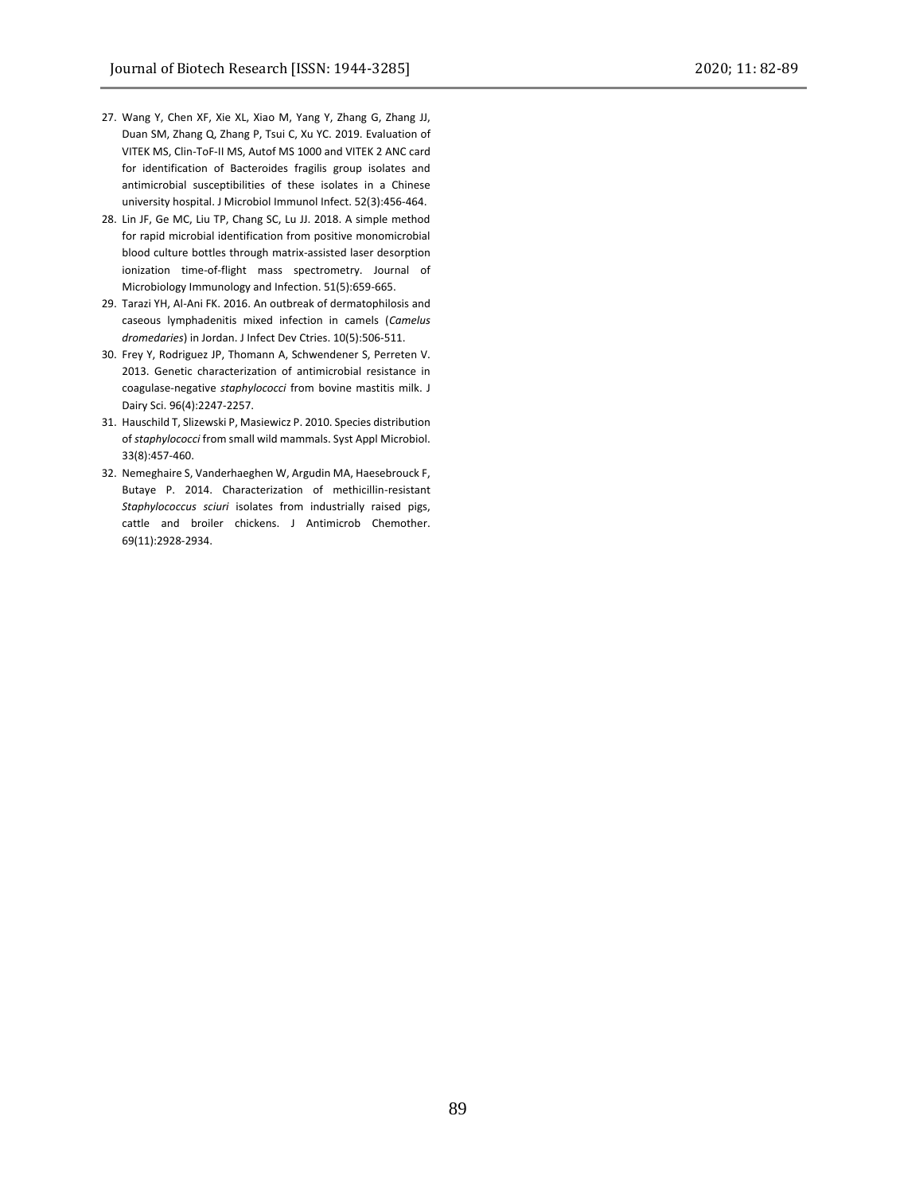27. Wang Y, Chen XF, Xie XL, Xiao M, Yang Y, Zhang G, Zhang JJ, Duan SM, Zhang Q, Zhang P, Tsui C, Xu YC. 2019. Evaluation of VITEK MS, Clin-ToF-II MS, Autof MS 1000 and VITEK 2 ANC card for identification of Bacteroides fragilis group isolates and antimicrobial susceptibilities of these isolates in a Chinese university hospital. J Microbiol Immunol Infect. 52(3):456-464.
28. Lin JF, Ge MC, Liu TP, Chang SC, Lu JJ. 2018. A simple method for rapid microbial identification from positive monomicrobial blood culture bottles through matrix-assisted laser desorption ionization time-of-flight mass spectrometry. Journal of Microbiology Immunology and Infection. 51(5):659-665.
29. Tarazi YH, Al-Ani FK. 2016. An outbreak of dermatophilosis and caseous lymphadenitis mixed infection in camels (*Camelus dromedaries*) in Jordan. J Infect Dev Ctries. 10(5):506-511.
30. Frey Y, Rodriguez JP, Thomann A, Schwendener S, Perreten V. 2013. Genetic characterization of antimicrobial resistance in coagulase-negative *staphylococci* from bovine mastitis milk. J Dairy Sci. 96(4):2247-2257.
31. Hauschild T, Slizewski P, Masiewicz P. 2010. Species distribution of *staphylococci* from small wild mammals. Syst Appl Microbiol. 33(8):457-460.
32. Nemeghaire S, Vanderhaeghen W, Argudin MA, Haesebrouck F, Butaye P. 2014. Characterization of methicillin-resistant *Staphylococcus sciuri* isolates from industrially raised pigs, cattle and broiler chickens. J Antimicrob Chemother. 69(11):2928-2934.